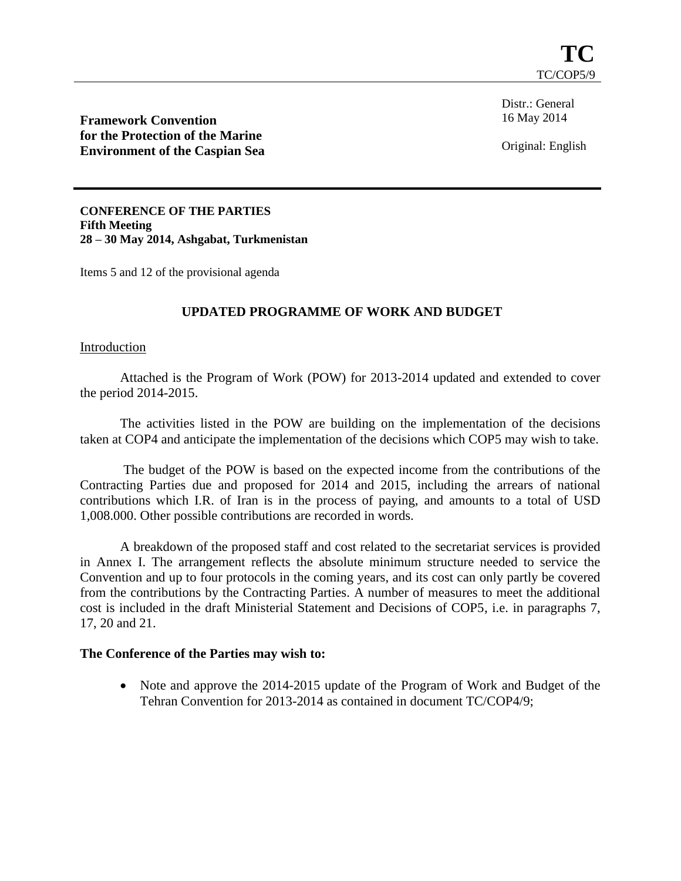**TC**

TC/COP5/9

**Framework Convention for the Protection of the Marine Environment of the Caspian Sea**

Distr.: General
16 May 2014

Original: English

**CONFERENCE OF THE PARTIES**
**Fifth Meeting**
**28 – 30 May 2014, Ashgabat, Turkmenistan**

Items 5 and 12 of the provisional agenda

## UPDATED PROGRAMME OF WORK AND BUDGET

Introduction

Attached is the Program of Work (POW) for 2013-2014 updated and extended to cover the period 2014-2015.

The activities listed in the POW are building on the implementation of the decisions taken at COP4 and anticipate the implementation of the decisions which COP5 may wish to take.

The budget of the POW is based on the expected income from the contributions of the Contracting Parties due and proposed for 2014 and 2015, including the arrears of national contributions which I.R. of Iran is in the process of paying, and amounts to a total of USD 1,008.000. Other possible contributions are recorded in words.

A breakdown of the proposed staff and cost related to the secretariat services is provided in Annex I. The arrangement reflects the absolute minimum structure needed to service the Convention and up to four protocols in the coming years, and its cost can only partly be covered from the contributions by the Contracting Parties. A number of measures to meet the additional cost is included in the draft Ministerial Statement and Decisions of COP5, i.e. in paragraphs 7, 17, 20 and 21.

**The Conference of the Parties may wish to:**

- Note and approve the 2014-2015 update of the Program of Work and Budget of the Tehran Convention for 2013-2014 as contained in document TC/COP4/9;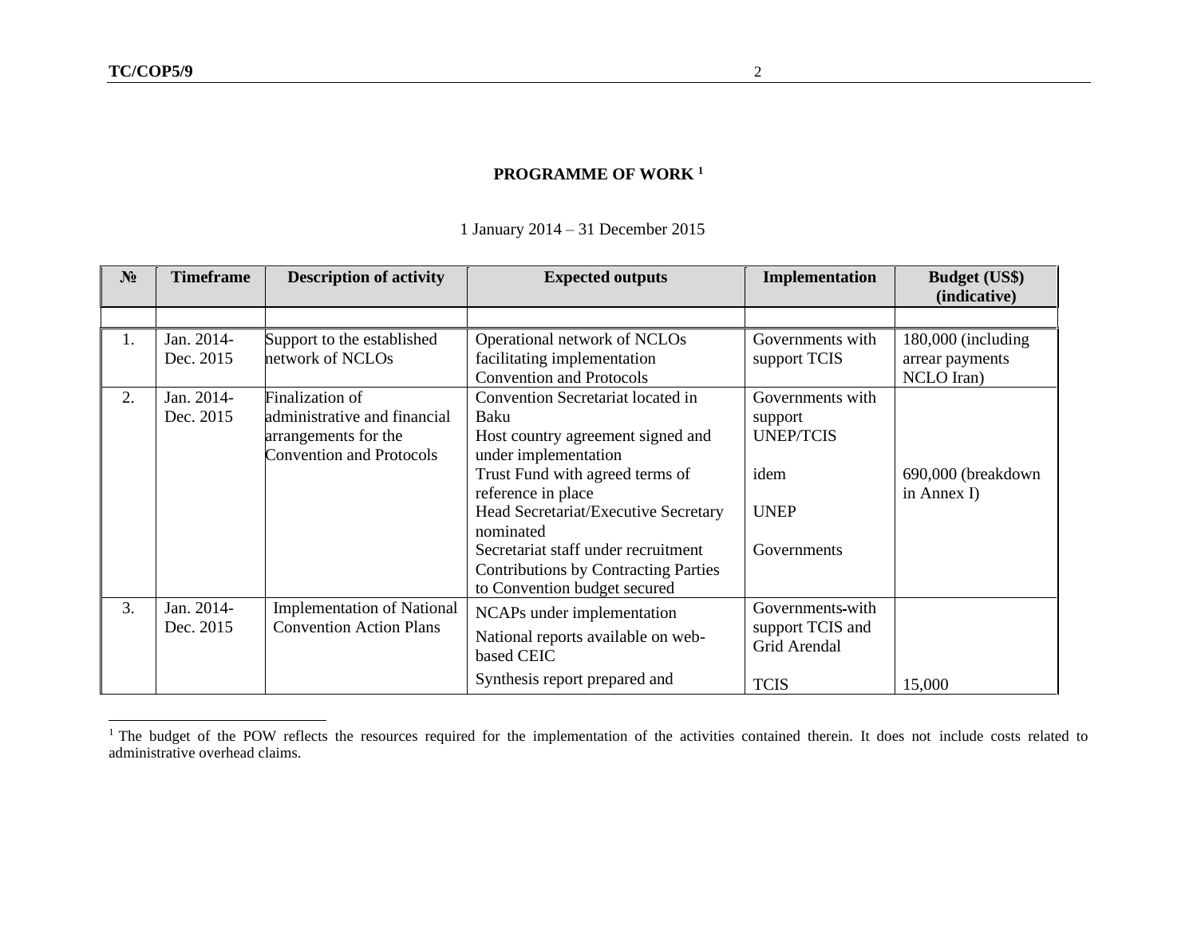## PROGRAMME OF WORK [1]

1 January 2014 – 31 December 2015

| № | Timeframe | Description of activity | Expected outputs | Implementation | Budget (US$) (indicative) |
|---|---|---|---|---|---|
| | | | | | |
| 1. | Jan. 2014-Dec. 2015 | Support to the established network of NCLOs | Operational network of NCLOs facilitating implementation Convention and Protocols | Governments with support TCIS | 180,000 (including arrear payments NCLO Iran) |
| 2. | Jan. 2014-Dec. 2015 | Finalization of administrative and financial arrangements for the Convention and Protocols | Convention Secretariat located in Baku<br>Host country agreement signed and under implementation<br>Trust Fund with agreed terms of reference in place<br>Head Secretariat/Executive Secretary nominated<br>Secretariat staff under recruitment<br>Contributions by Contracting Parties to Convention budget secured | Governments with support UNEP/TCIS<br><br>idem<br><br>UNEP<br><br>Governments | 690,000 (breakdown in Annex I) |
| 3. | Jan. 2014-Dec. 2015 | Implementation of National Convention Action Plans | NCAPs under implementation<br>National reports available on web-based CEIC<br>Synthesis report prepared and | Governments-with support TCIS and Grid Arendal<br><br>TCIS | 15,000 |

[1] The budget of the POW reflects the resources required for the implementation of the activities contained therein. It does not include costs related to administrative overhead claims.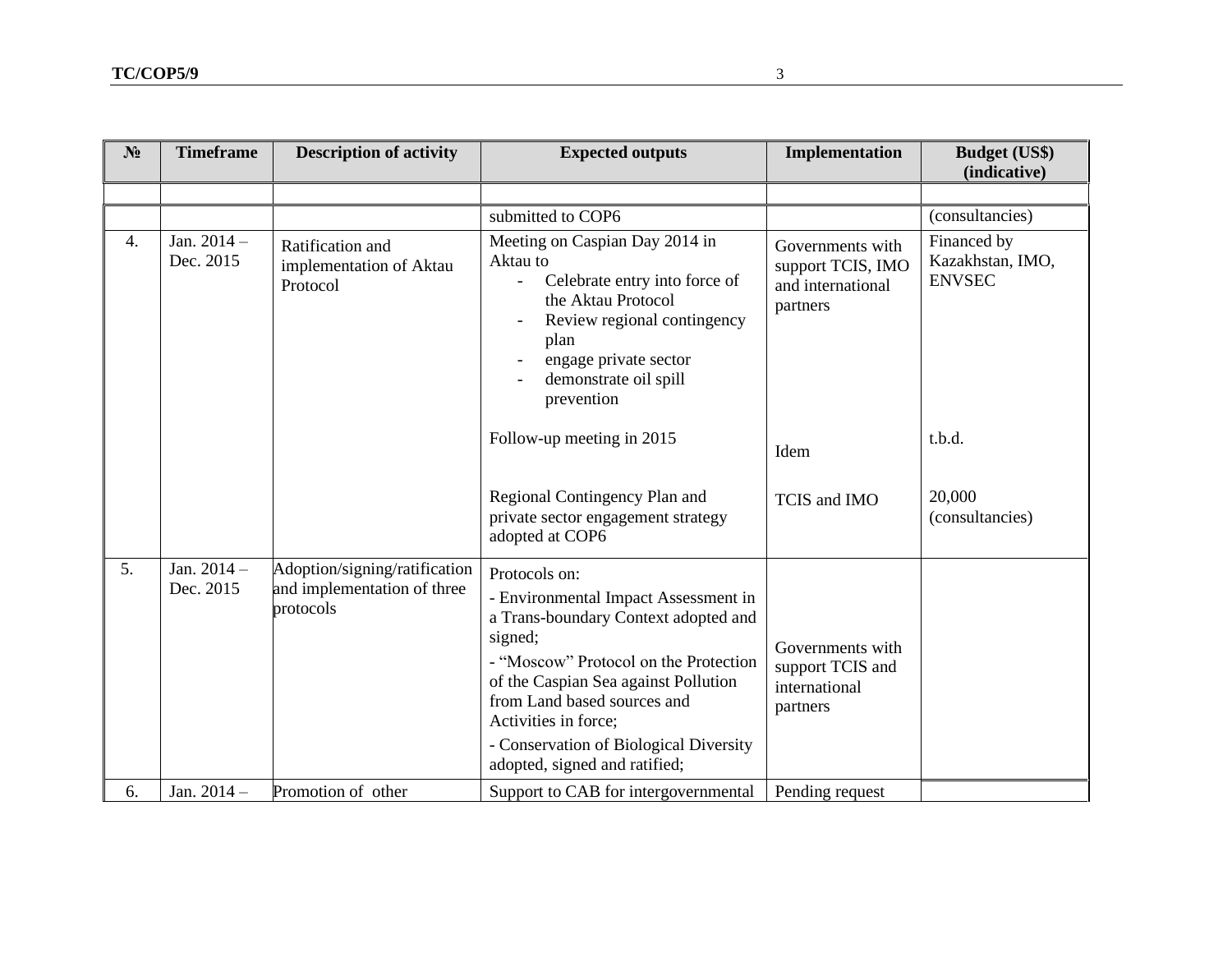| № | Timeframe | Description of activity | Expected outputs | Implementation | Budget (US$) (indicative) |
|---|---|---|---|---|---|
| | | | | | |
| | | | submitted to COP6 | | (consultancies) |
| 4. | Jan. 2014 – Dec. 2015 | Ratification and implementation of Aktau Protocol | Meeting on Caspian Day 2014 in Aktau to<br>- Celebrate entry into force of the Aktau Protocol<br>- Review regional contingency plan<br>- engage private sector<br>- demonstrate oil spill prevention | Governments with support TCIS, IMO and international partners | Financed by Kazakhstan, IMO, ENVSEC |
| | | | Follow-up meeting in 2015 | Idem | t.b.d. |
| | | | Regional Contingency Plan and private sector engagement strategy adopted at COP6 | TCIS and IMO | 20,000 (consultancies) |
| 5. | Jan. 2014 – Dec. 2015 | Adoption/signing/ratification and implementation of three protocols | Protocols on:<br>- Environmental Impact Assessment in a Trans-boundary Context adopted and signed;<br>- "Moscow" Protocol on the Protection of the Caspian Sea against Pollution from Land based sources and Activities in force;<br>- Conservation of Biological Diversity adopted, signed and ratified; | Governments with support TCIS and international partners | |
| 6. | Jan. 2014 – | Promotion of other | Support to CAB for intergovernmental | Pending request | |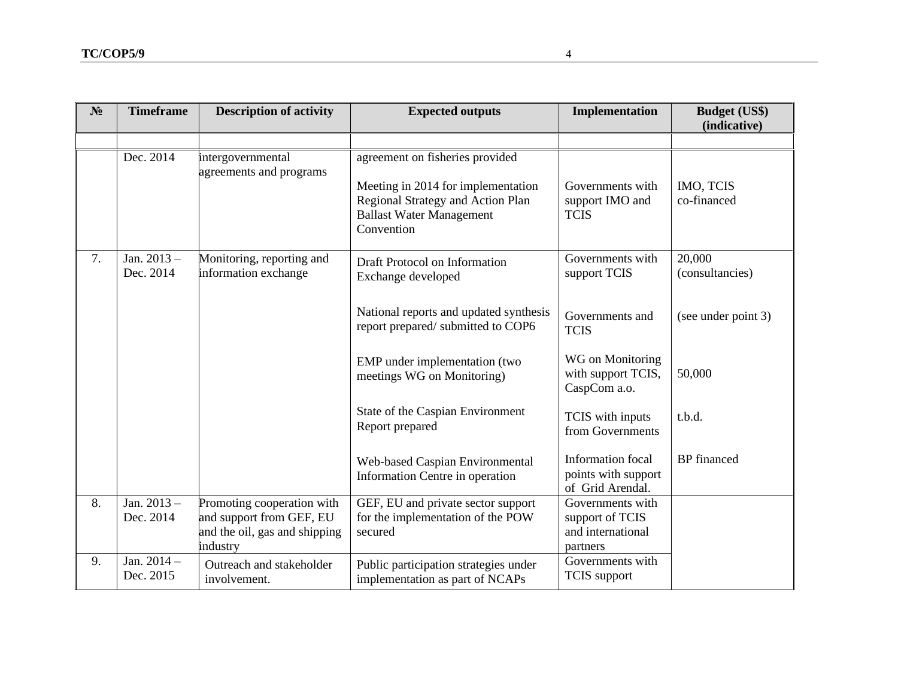| № | Timeframe | Description of activity | Expected outputs | Implementation | Budget (US$) (indicative) |
|---|---|---|---|---|---|
| | | | | | |
| | Dec. 2014 | intergovernmental agreements and programs | agreement on fisheries provided<br><br>Meeting in 2014 for implementation Regional Strategy and Action Plan Ballast Water Management Convention | Governments with support IMO and TCIS | IMO, TCIS co-financed |
| 7. | Jan. 2013 – Dec. 2014 | Monitoring, reporting and information exchange | Draft Protocol on Information Exchange developed<br><br>National reports and updated synthesis report prepared/ submitted to COP6<br><br>EMP under implementation (two meetings WG on Monitoring)<br><br>State of the Caspian Environment Report prepared<br><br>Web-based Caspian Environmental Information Centre in operation | Governments with support TCIS<br><br>Governments and TCIS<br><br>WG on Monitoring with support TCIS, CaspCom a.o.<br><br>TCIS with inputs from Governments<br><br>Information focal points with support of Grid Arendal. | 20,000 (consultancies)<br><br>(see under point 3)<br><br>50,000<br><br>t.b.d.<br><br>BP financed |
| 8. | Jan. 2013 – Dec. 2014 | Promoting cooperation with and support from GEF, EU and the oil, gas and shipping industry | GEF, EU and private sector support for the implementation of the POW secured | Governments with support of TCIS and international partners | |
| 9. | Jan. 2014 – Dec. 2015 | Outreach and stakeholder involvement. | Public participation strategies under implementation as part of NCAPs | Governments with TCIS support | |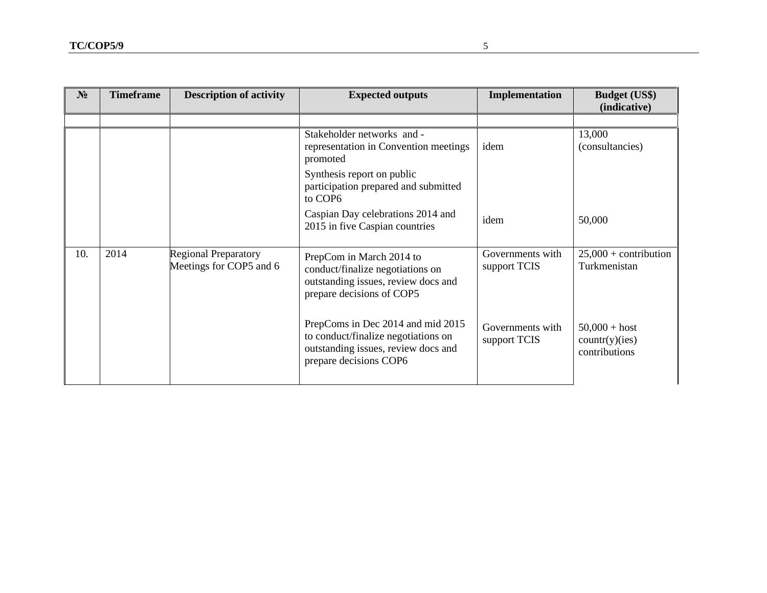| № | Timeframe | Description of activity | Expected outputs | Implementation | Budget (US$) (indicative) |
|---|---|---|---|---|---|
| | | | | | |
| | | | Stakeholder networks and -representation in Convention meetings promoted | idem | 13,000 (consultancies) |
| | | | Synthesis report on public participation prepared and submitted to COP6 | | |
| | | | Caspian Day celebrations 2014 and 2015 in five Caspian countries | idem | 50,000 |
| 10. | 2014 | Regional Preparatory Meetings for COP5 and 6 | PrepCom in March 2014 to conduct/finalize negotiations on outstanding issues, review docs and prepare decisions of COP5 | Governments with support TCIS | 25,000 + contribution Turkmenistan |
| | | | PrepComs in Dec 2014 and mid 2015 to conduct/finalize negotiations on outstanding issues, review docs and prepare decisions COP6 | Governments with support TCIS | 50,000 + host countr(y)(ies) contributions |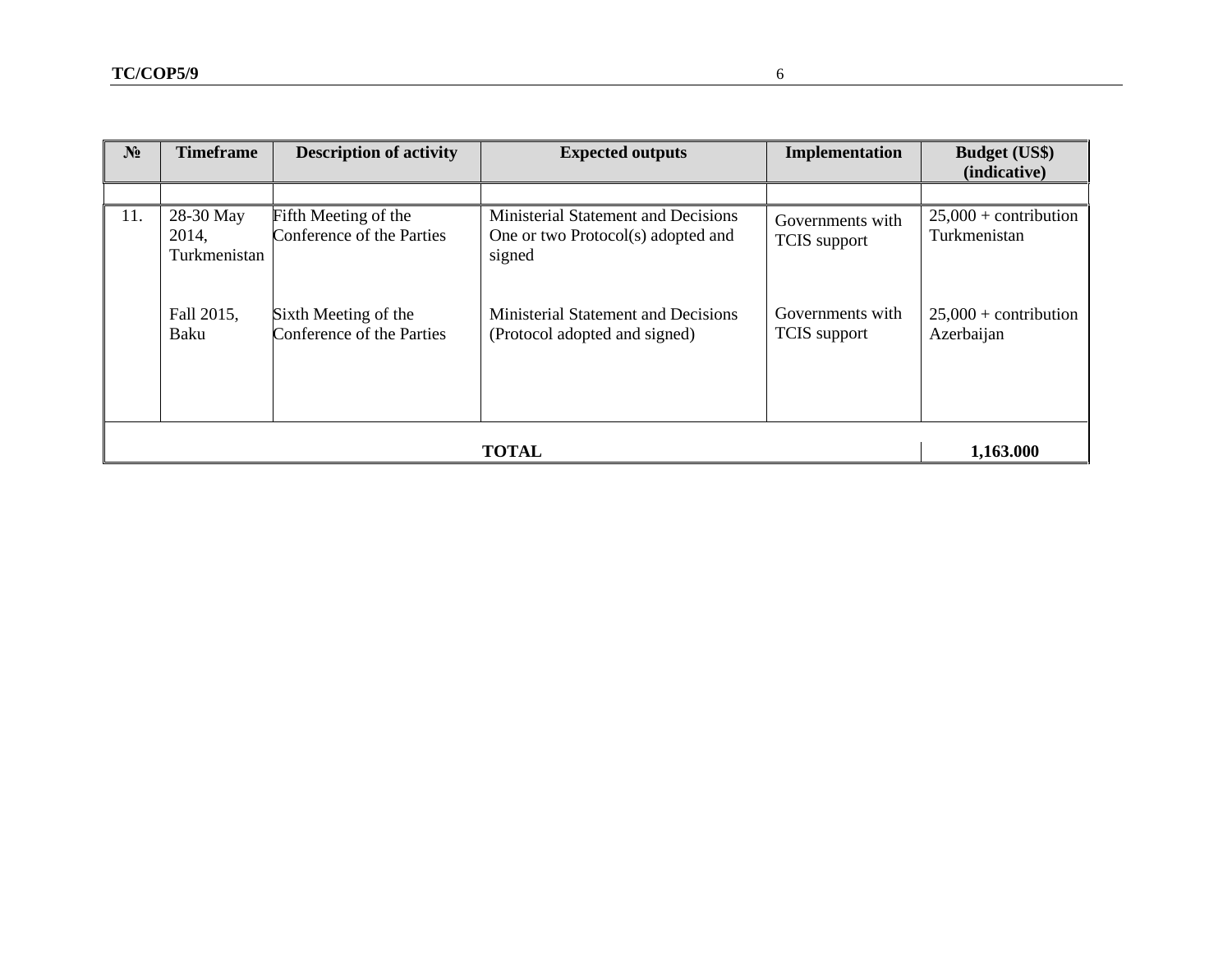| № | Timeframe | Description of activity | Expected outputs | Implementation | Budget (US$) (indicative) |
|---|---|---|---|---|---|
| | | | | | |
| 11. | 28-30 May 2014, Turkmenistan | Fifth Meeting of the Conference of the Parties | Ministerial Statement and Decisions One or two Protocol(s) adopted and signed | Governments with TCIS support | 25,000 + contribution Turkmenistan |
| | Fall 2015, Baku | Sixth Meeting of the Conference of the Parties | Ministerial Statement and Decisions (Protocol adopted and signed) | Governments with TCIS support | 25,000 + contribution Azerbaijan |
| **TOTAL** | | | | | **1,163.000** |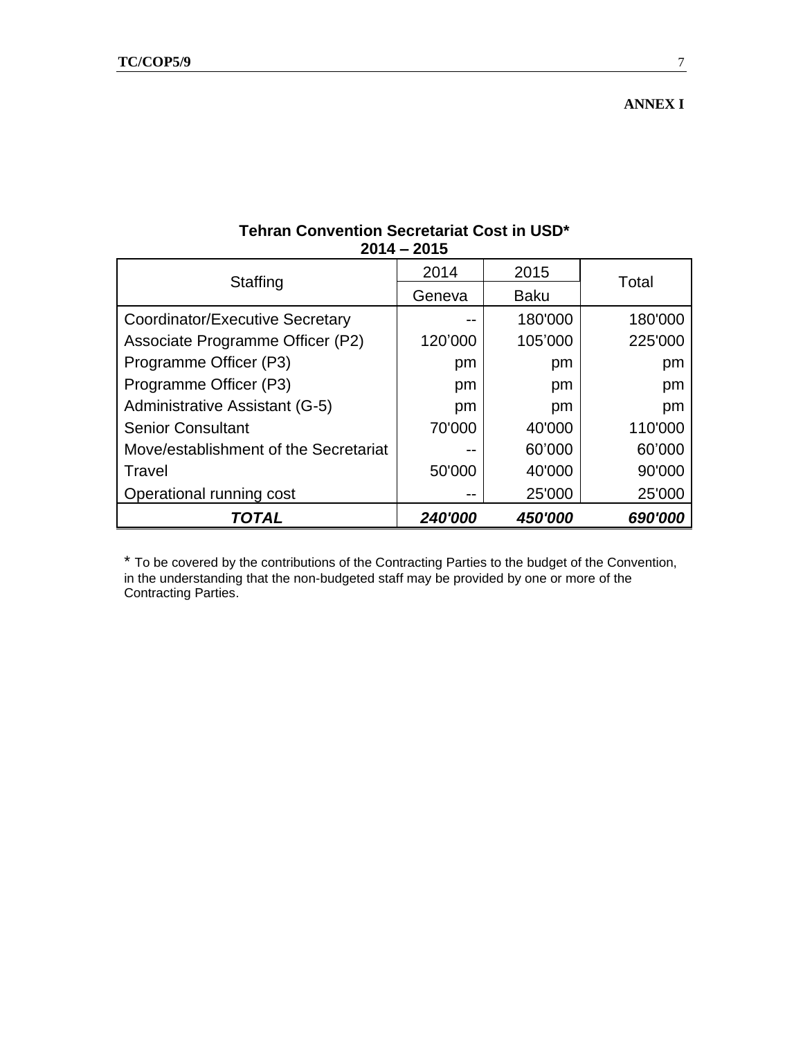**ANNEX I**

**Tehran Convention Secretariat Cost in USD***
**2014 – 2015**

| Staffing | 2014 | 2015 | Total |
|---|---|---|---|
| | Geneva | Baku | |
| Coordinator/Executive Secretary | -- | 180'000 | 180'000 |
| Associate Programme Officer (P2) | 120'000 | 105'000 | 225'000 |
| Programme Officer (P3) | pm | pm | pm |
| Programme Officer (P3) | pm | pm | pm |
| Administrative Assistant (G-5) | pm | pm | pm |
| Senior Consultant | 70'000 | 40'000 | 110'000 |
| Move/establishment of the Secretariat | -- | 60'000 | 60'000 |
| Travel | 50'000 | 40'000 | 90'000 |
| Operational running cost | -- | 25'000 | 25'000 |
| ***TOTAL*** | ***240'000*** | ***450'000*** | ***690'000*** |

* To be covered by the contributions of the Contracting Parties to the budget of the Convention, in the understanding that the non-budgeted staff may be provided by one or more of the Contracting Parties.